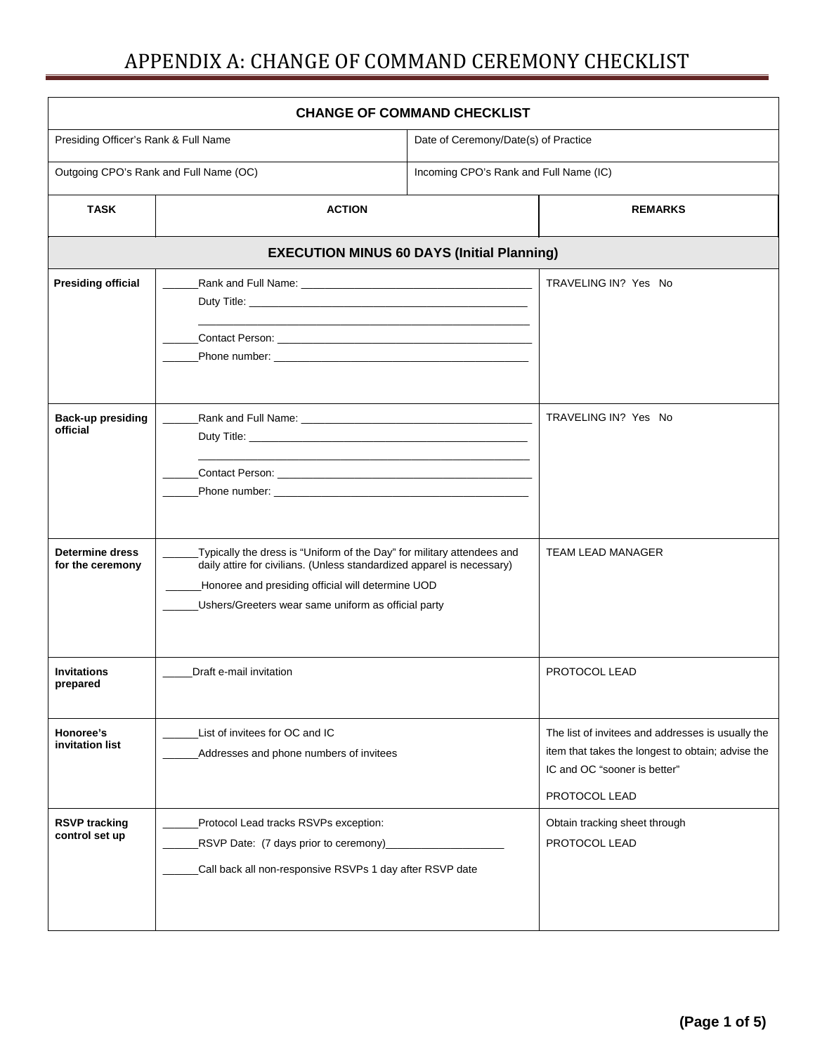# APPENDIX A: CHANGE OF COMMAND CEREMONY CHECKLIST

| CHANGE OF COMMAND CHECKLIST | |
|---|---|
| Presiding Officer's Rank & Full Name | Date of Ceremony/Date(s) of Practice |
| Outgoing CPO's Rank and Full Name (OC) | Incoming CPO's Rank and Full Name (IC) |

| TASK | ACTION | REMARKS |
|---|---|---|
| **EXECUTION MINUS 60 DAYS (Initial Planning)** | | |
| **Presiding official** | ______Rank and Full Name: ______________________________________<br>Duty Title: ______________________________________________<br>______________________________________________<br>______Contact Person: ______________________________________<br>______Phone number: ______________________________________ | TRAVELING IN? Yes No |
| **Back-up presiding official** | ______Rank and Full Name: ______________________________________<br>Duty Title: ______________________________________________<br>______________________________________________<br>______Contact Person: ______________________________________<br>______Phone number: ______________________________________ | TRAVELING IN? Yes No |
| **Determine dress for the ceremony** | ______Typically the dress is "Uniform of the Day" for military attendees and daily attire for civilians. (Unless standardized apparel is necessary)<br>______Honoree and presiding official will determine UOD<br>______Ushers/Greeters wear same uniform as official party | TEAM LEAD MANAGER |
| **Invitations prepared** | _____Draft e-mail invitation | PROTOCOL LEAD |
| **Honoree's invitation list** | ______List of invitees for OC and IC<br>______Addresses and phone numbers of invitees | The list of invitees and addresses is usually the item that takes the longest to obtain; advise the IC and OC "sooner is better"<br><br>PROTOCOL LEAD |
| **RSVP tracking control set up** | ______Protocol Lead tracks RSVPs exception:<br>______RSVP Date: (7 days prior to ceremony)____________________<br>______Call back all non-responsive RSVPs 1 day after RSVP date | Obtain tracking sheet through<br>PROTOCOL LEAD |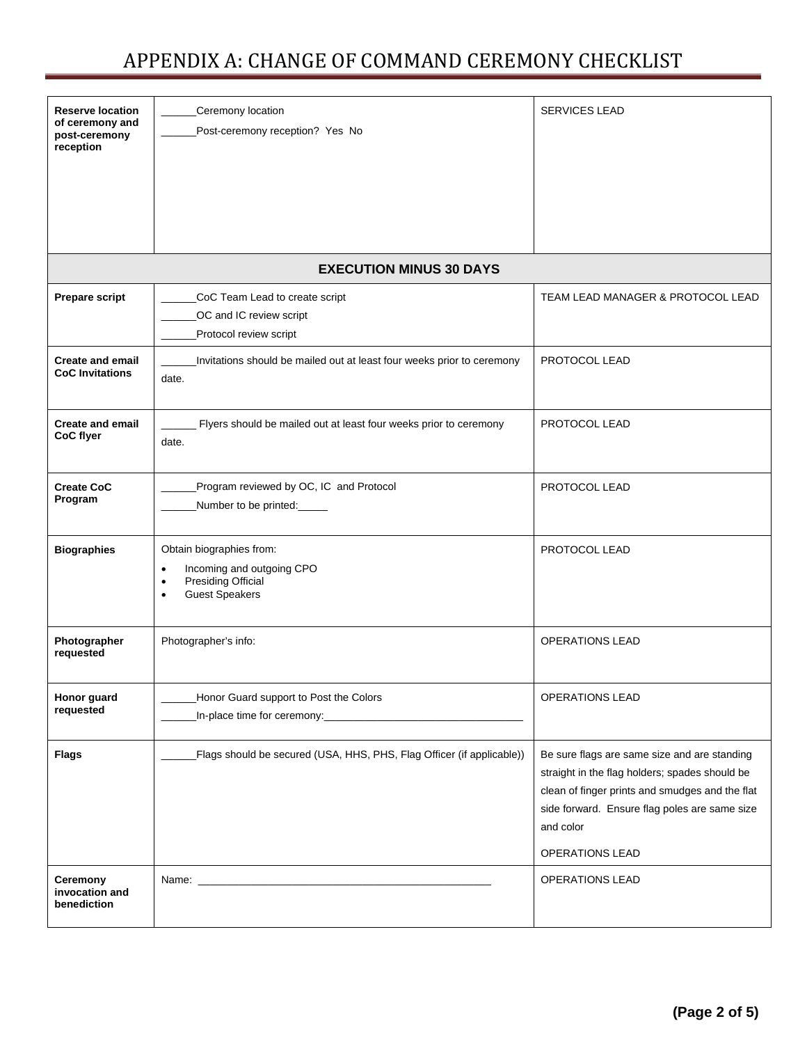# APPENDIX A: CHANGE OF COMMAND CEREMONY CHECKLIST

| | | |
|---|---|---|
| **Reserve location of ceremony and post-ceremony reception** | ______Ceremony location<br>______Post-ceremony reception? Yes No | SERVICES LEAD |
| | **EXECUTION MINUS 30 DAYS** | |
| **Prepare script** | ______CoC Team Lead to create script<br>______OC and IC review script<br>______Protocol review script | TEAM LEAD MANAGER & PROTOCOL LEAD |
| **Create and email CoC Invitations** | ______Invitations should be mailed out at least four weeks prior to ceremony date. | PROTOCOL LEAD |
| **Create and email CoC flyer** | ______ Flyers should be mailed out at least four weeks prior to ceremony date. | PROTOCOL LEAD |
| **Create CoC Program** | ______Program reviewed by OC, IC and Protocol<br>______Number to be printed:_____ | PROTOCOL LEAD |
| **Biographies** | Obtain biographies from:<br>• Incoming and outgoing CPO<br>• Presiding Official<br>• Guest Speakers | PROTOCOL LEAD |
| **Photographer requested** | Photographer's info: | OPERATIONS LEAD |
| **Honor guard requested** | ______Honor Guard support to Post the Colors<br>______In-place time for ceremony:_________________________________ | OPERATIONS LEAD |
| **Flags** | ______Flags should be secured (USA, HHS, PHS, Flag Officer (if applicable)) | Be sure flags are same size and are standing straight in the flag holders; spades should be clean of finger prints and smudges and the flat side forward. Ensure flag poles are same size and color<br><br>OPERATIONS LEAD |
| **Ceremony invocation and benediction** | Name: ___________________________________________________ | OPERATIONS LEAD |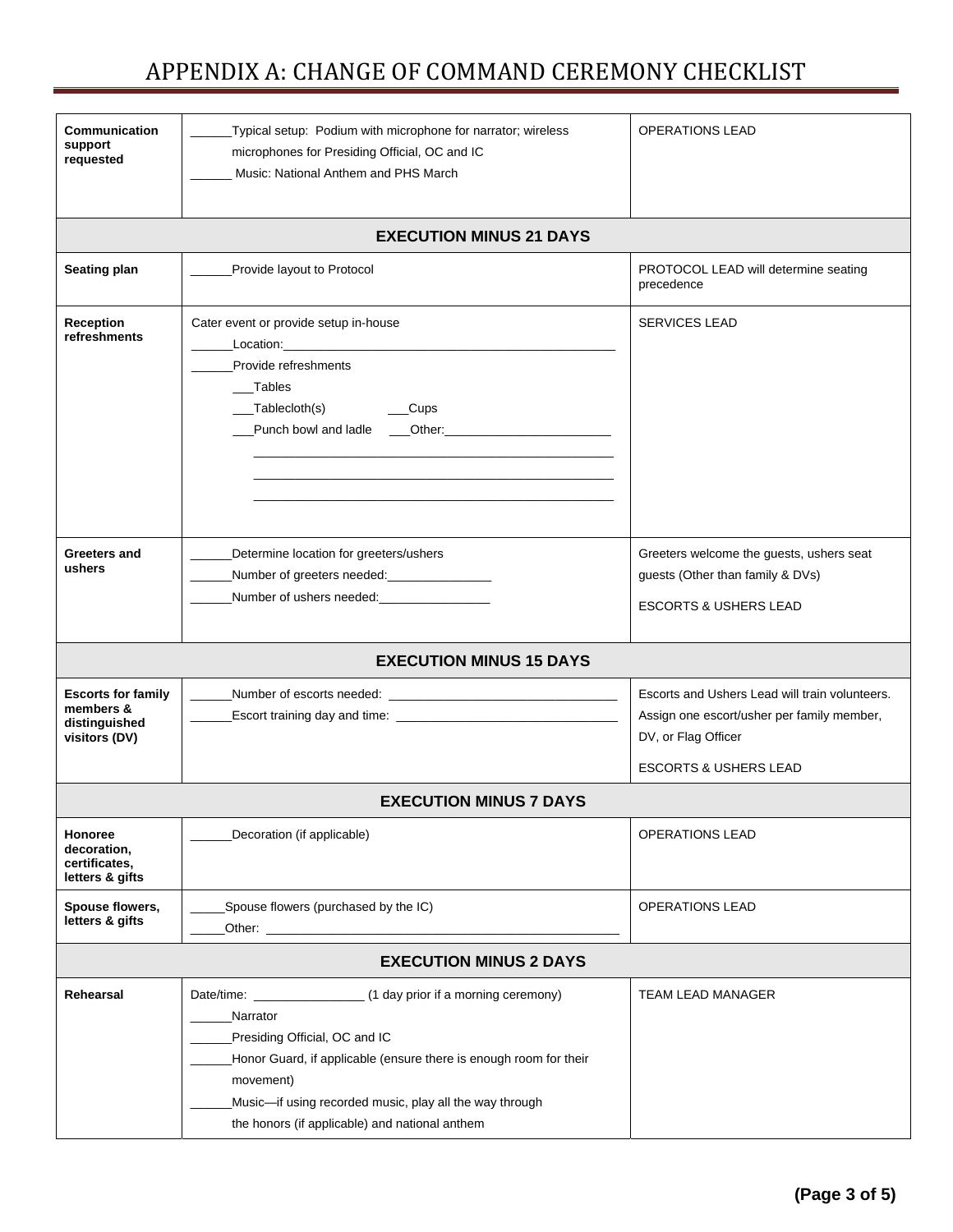# APPENDIX A: CHANGE OF COMMAND CEREMONY CHECKLIST

| | | |
|---|---|---|
| **Communication support requested** | ______Typical setup: Podium with microphone for narrator; wireless microphones for Presiding Official, OC and IC<br>______ Music: National Anthem and PHS March | OPERATIONS LEAD |
| **EXECUTION MINUS 21 DAYS** | | |
| **Seating plan** | ______Provide layout to Protocol | PROTOCOL LEAD will determine seating precedence |
| **Reception refreshments** | Cater event or provide setup in-house<br>______Location:________________________________<br>______Provide refreshments<br>___Tables<br>___Tablecloth(s) ___Cups<br>___Punch bowl and ladle ___Other:________________________<br>________________________________<br>________________________________<br>________________________________ | SERVICES LEAD |
| **Greeters and ushers** | ______Determine location for greeters/ushers<br>______Number of greeters needed:_______________<br>______Number of ushers needed:_______________ | Greeters welcome the guests, ushers seat guests (Other than family & DVs)<br><br>ESCORTS & USHERS LEAD |
| **EXECUTION MINUS 15 DAYS** | | |
| **Escorts for family members & distinguished visitors (DV)** | ______Number of escorts needed: ____________________<br>______Escort training day and time: ____________________ | Escorts and Ushers Lead will train volunteers. Assign one escort/usher per family member, DV, or Flag Officer<br><br>ESCORTS & USHERS LEAD |
| **EXECUTION MINUS 7 DAYS** | | |
| **Honoree decoration, certificates, letters & gifts** | ______Decoration (if applicable) | OPERATIONS LEAD |
| **Spouse flowers, letters & gifts** | _____Spouse flowers (purchased by the IC)<br>_____Other: ________________________________ | OPERATIONS LEAD |
| **EXECUTION MINUS 2 DAYS** | | |
| **Rehearsal** | Date/time: _______________ (1 day prior if a morning ceremony)<br>______Narrator<br>______Presiding Official, OC and IC<br>______Honor Guard, if applicable (ensure there is enough room for their movement)<br>______Music—if using recorded music, play all the way through the honors (if applicable) and national anthem | TEAM LEAD MANAGER |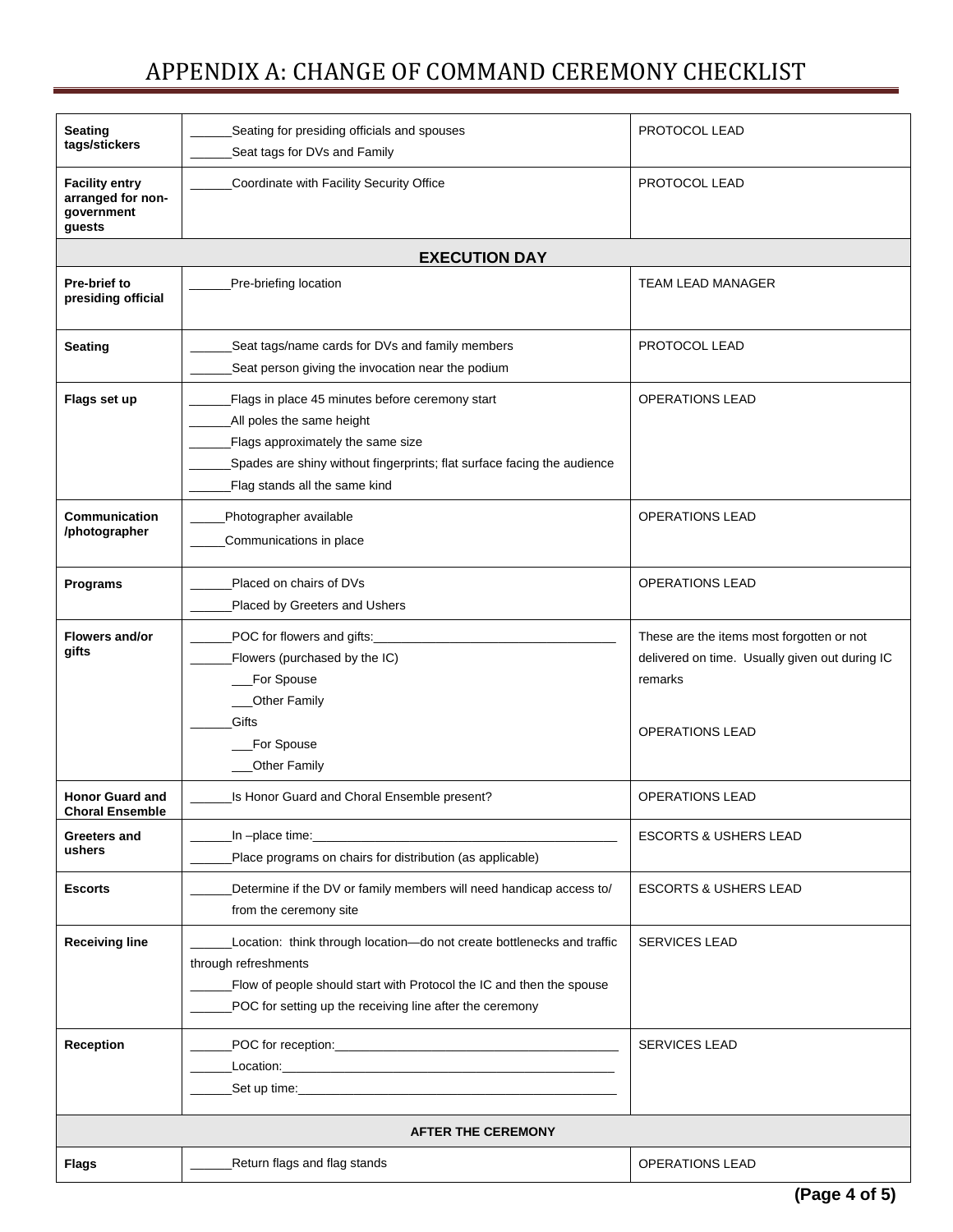# APPENDIX A: CHANGE OF COMMAND CEREMONY CHECKLIST

| | | |
|---|---|---|
| **Seating tags/stickers** | ______Seating for presiding officials and spouses<br>______Seat tags for DVs and Family | PROTOCOL LEAD |
| **Facility entry arranged for non-government guests** | ______Coordinate with Facility Security Office | PROTOCOL LEAD |
| **EXECUTION DAY** | | |
| **Pre-brief to presiding official** | ______Pre-briefing location | TEAM LEAD MANAGER |
| **Seating** | ______Seat tags/name cards for DVs and family members<br>______Seat person giving the invocation near the podium | PROTOCOL LEAD |
| **Flags set up** | ______Flags in place 45 minutes before ceremony start<br>______All poles the same height<br>______Flags approximately the same size<br>______Spades are shiny without fingerprints; flat surface facing the audience<br>______Flag stands all the same kind | OPERATIONS LEAD |
| **Communication /photographer** | _____Photographer available<br>_____Communications in place | OPERATIONS LEAD |
| **Programs** | ______Placed on chairs of DVs<br>______Placed by Greeters and Ushers | OPERATIONS LEAD |
| **Flowers and/or gifts** | ______POC for flowers and gifts:___________________________________<br>______Flowers (purchased by the IC)<br>___For Spouse<br>___Other Family<br>______Gifts<br>___For Spouse<br>___Other Family | These are the items most forgotten or not delivered on time. Usually given out during IC remarks<br><br>OPERATIONS LEAD |
| **Honor Guard and Choral Ensemble** | ______Is Honor Guard and Choral Ensemble present? | OPERATIONS LEAD |
| **Greeters and ushers** | ______In –place time:_____________________________________________<br>______Place programs on chairs for distribution (as applicable) | ESCORTS & USHERS LEAD |
| **Escorts** | ______Determine if the DV or family members will need handicap access to/ from the ceremony site | ESCORTS & USHERS LEAD |
| **Receiving line** | ______Location: think through location—do not create bottlenecks and traffic through refreshments<br>______Flow of people should start with Protocol the IC and then the spouse<br>______POC for setting up the receiving line after the ceremony | SERVICES LEAD |
| **Reception** | ______POC for reception:_________________________________________<br>______Location:_______________________________________________<br>______Set up time:______________________________________________ | SERVICES LEAD |
| **AFTER THE CEREMONY** | | |
| **Flags** | ______Return flags and flag stands | OPERATIONS LEAD |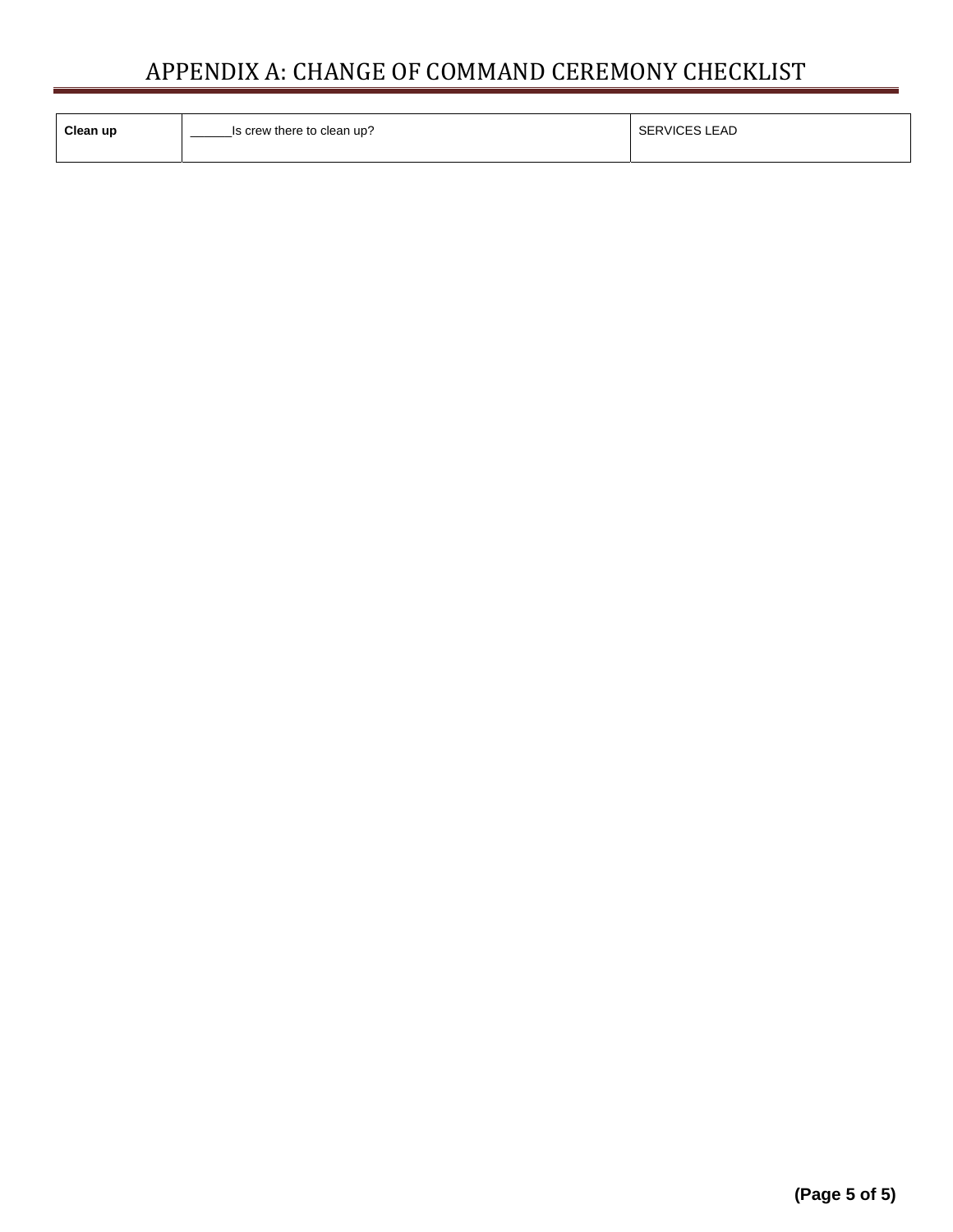# APPENDIX A: CHANGE OF COMMAND CEREMONY CHECKLIST

| | | |
|---|---|---|
| **Clean up** | ______Is crew there to clean up? | SERVICES LEAD |